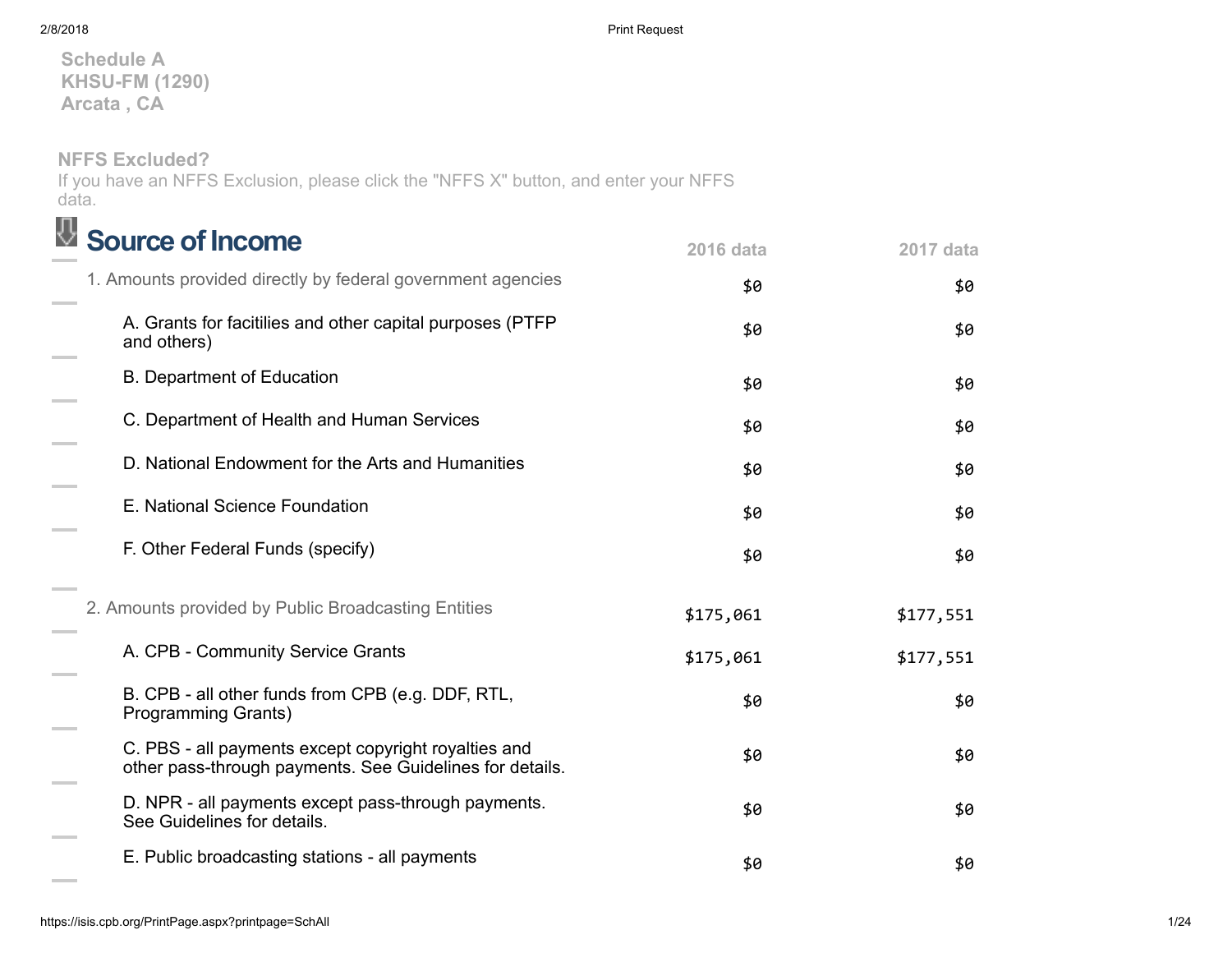**Schedule A**
**KHSU-FM (1290)**
**Arcata , CA**

**NFFS Excluded?**
If you have an NFFS Exclusion, please click the "NFFS X" button, and enter your NFFS data.

## Source of Income

| | 2016 data | 2017 data |
|---|---|---|
| 1. Amounts provided directly by federal government agencies | $0 | $0 |
| A. Grants for facitilies and other capital purposes (PTFP and others) | $0 | $0 |
| B. Department of Education | $0 | $0 |
| C. Department of Health and Human Services | $0 | $0 |
| D. National Endowment for the Arts and Humanities | $0 | $0 |
| E. National Science Foundation | $0 | $0 |
| F. Other Federal Funds (specify) | $0 | $0 |
| 2. Amounts provided by Public Broadcasting Entities | $175,061 | $177,551 |
| A. CPB - Community Service Grants | $175,061 | $177,551 |
| B. CPB - all other funds from CPB (e.g. DDF, RTL, Programming Grants) | $0 | $0 |
| C. PBS - all payments except copyright royalties and other pass-through payments. See Guidelines for details. | $0 | $0 |
| D. NPR - all payments except pass-through payments. See Guidelines for details. | $0 | $0 |
| E. Public broadcasting stations - all payments | $0 | $0 |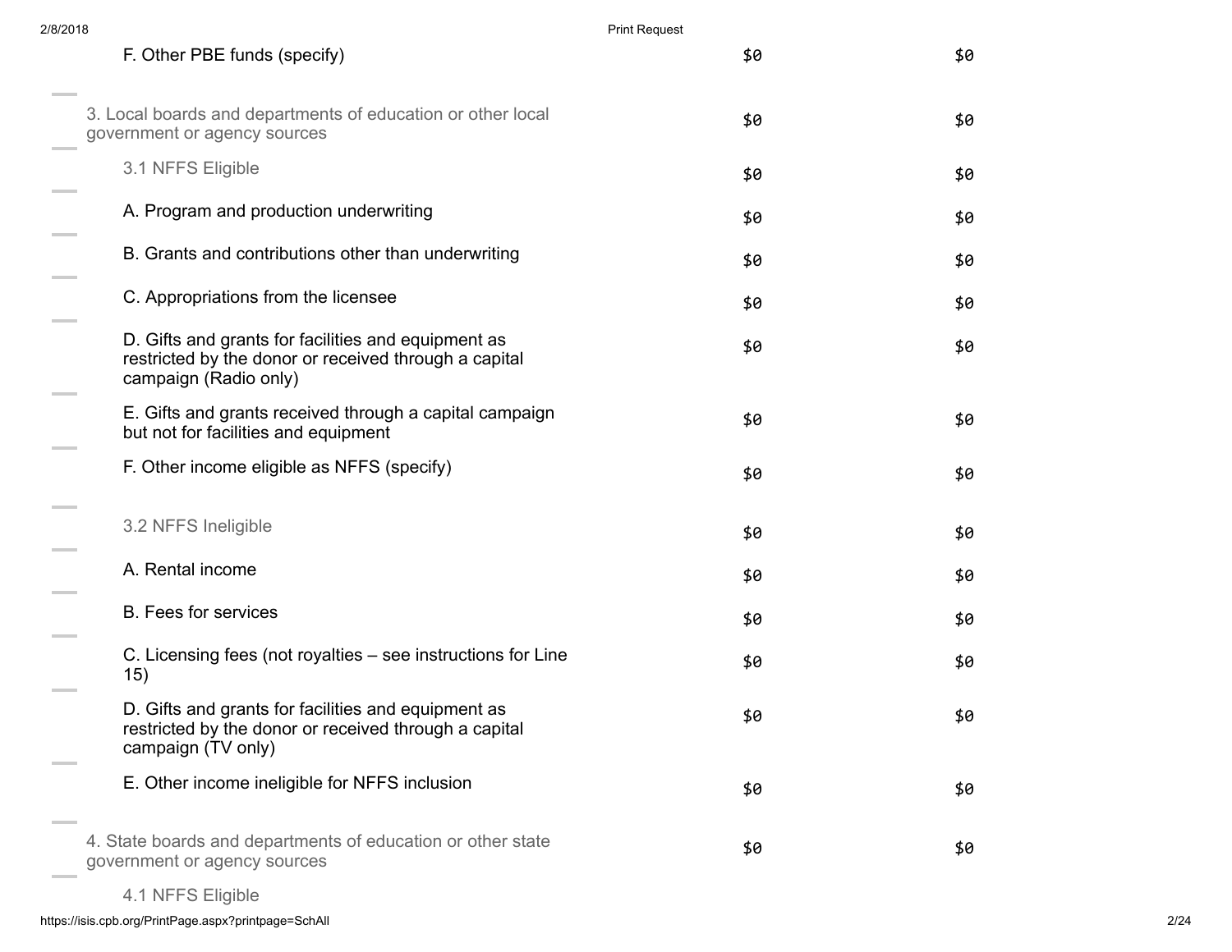| | | |
|---|---|---|
| F. Other PBE funds (specify) | $0 | $0 |
| 3. Local boards and departments of education or other local government or agency sources | $0 | $0 |
| 3.1 NFFS Eligible | $0 | $0 |
| A. Program and production underwriting | $0 | $0 |
| B. Grants and contributions other than underwriting | $0 | $0 |
| C. Appropriations from the licensee | $0 | $0 |
| D. Gifts and grants for facilities and equipment as restricted by the donor or received through a capital campaign (Radio only) | $0 | $0 |
| E. Gifts and grants received through a capital campaign but not for facilities and equipment | $0 | $0 |
| F. Other income eligible as NFFS (specify) | $0 | $0 |
| 3.2 NFFS Ineligible | $0 | $0 |
| A. Rental income | $0 | $0 |
| B. Fees for services | $0 | $0 |
| C. Licensing fees (not royalties – see instructions for Line 15) | $0 | $0 |
| D. Gifts and grants for facilities and equipment as restricted by the donor or received through a capital campaign (TV only) | $0 | $0 |
| E. Other income ineligible for NFFS inclusion | $0 | $0 |
| 4. State boards and departments of education or other state government or agency sources | $0 | $0 |
| 4.1 NFFS Eligible | | |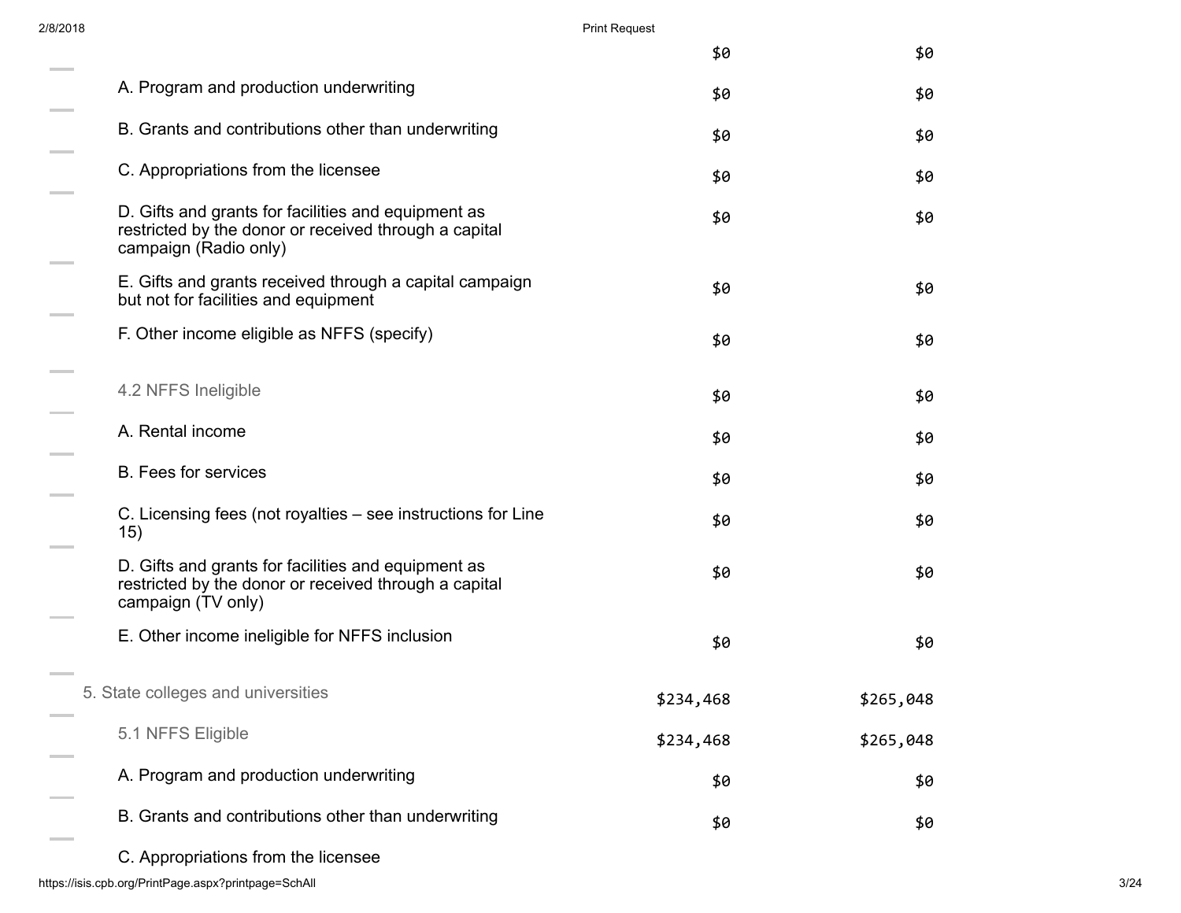| | | |
|---|---|---|
| | $0 | $0 |
| A. Program and production underwriting | $0 | $0 |
| B. Grants and contributions other than underwriting | $0 | $0 |
| C. Appropriations from the licensee | $0 | $0 |
| D. Gifts and grants for facilities and equipment as restricted by the donor or received through a capital campaign (Radio only) | $0 | $0 |
| E. Gifts and grants received through a capital campaign but not for facilities and equipment | $0 | $0 |
| F. Other income eligible as NFFS (specify) | $0 | $0 |
| 4.2 NFFS Ineligible | $0 | $0 |
| A. Rental income | $0 | $0 |
| B. Fees for services | $0 | $0 |
| C. Licensing fees (not royalties – see instructions for Line 15) | $0 | $0 |
| D. Gifts and grants for facilities and equipment as restricted by the donor or received through a capital campaign (TV only) | $0 | $0 |
| E. Other income ineligible for NFFS inclusion | $0 | $0 |
| 5. State colleges and universities | $234,468 | $265,048 |
| 5.1 NFFS Eligible | $234,468 | $265,048 |
| A. Program and production underwriting | $0 | $0 |
| B. Grants and contributions other than underwriting | $0 | $0 |
| C. Appropriations from the licensee | | |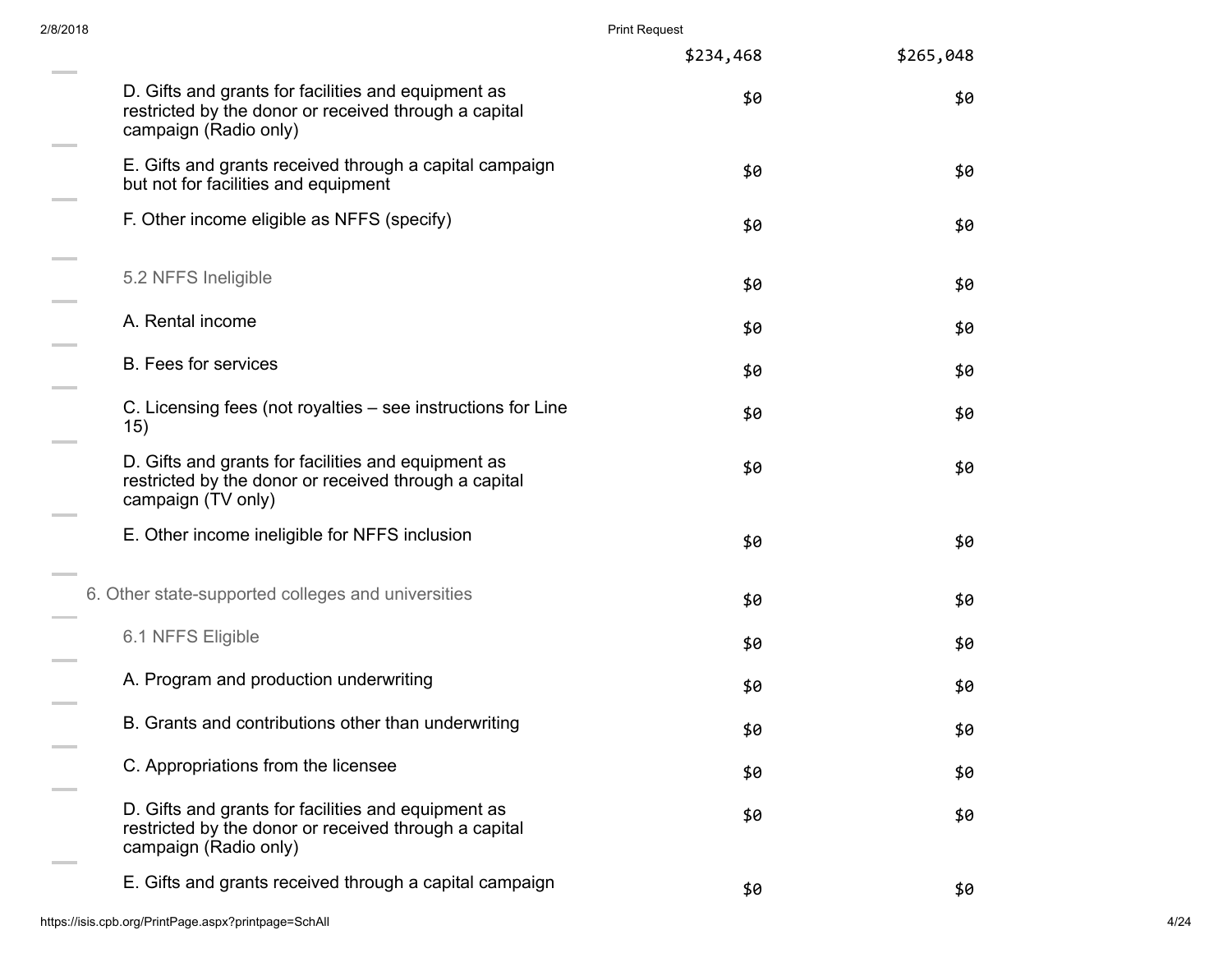| | | |
|---|---|---|
| | $234,468 | $265,048 |
| D. Gifts and grants for facilities and equipment as restricted by the donor or received through a capital campaign (Radio only) | $0 | $0 |
| E. Gifts and grants received through a capital campaign but not for facilities and equipment | $0 | $0 |
| F. Other income eligible as NFFS (specify) | $0 | $0 |
| 5.2 NFFS Ineligible | $0 | $0 |
| A. Rental income | $0 | $0 |
| B. Fees for services | $0 | $0 |
| C. Licensing fees (not royalties – see instructions for Line 15) | $0 | $0 |
| D. Gifts and grants for facilities and equipment as restricted by the donor or received through a capital campaign (TV only) | $0 | $0 |
| E. Other income ineligible for NFFS inclusion | $0 | $0 |
| 6. Other state-supported colleges and universities | $0 | $0 |
| 6.1 NFFS Eligible | $0 | $0 |
| A. Program and production underwriting | $0 | $0 |
| B. Grants and contributions other than underwriting | $0 | $0 |
| C. Appropriations from the licensee | $0 | $0 |
| D. Gifts and grants for facilities and equipment as restricted by the donor or received through a capital campaign (Radio only) | $0 | $0 |
| E. Gifts and grants received through a capital campaign | $0 | $0 |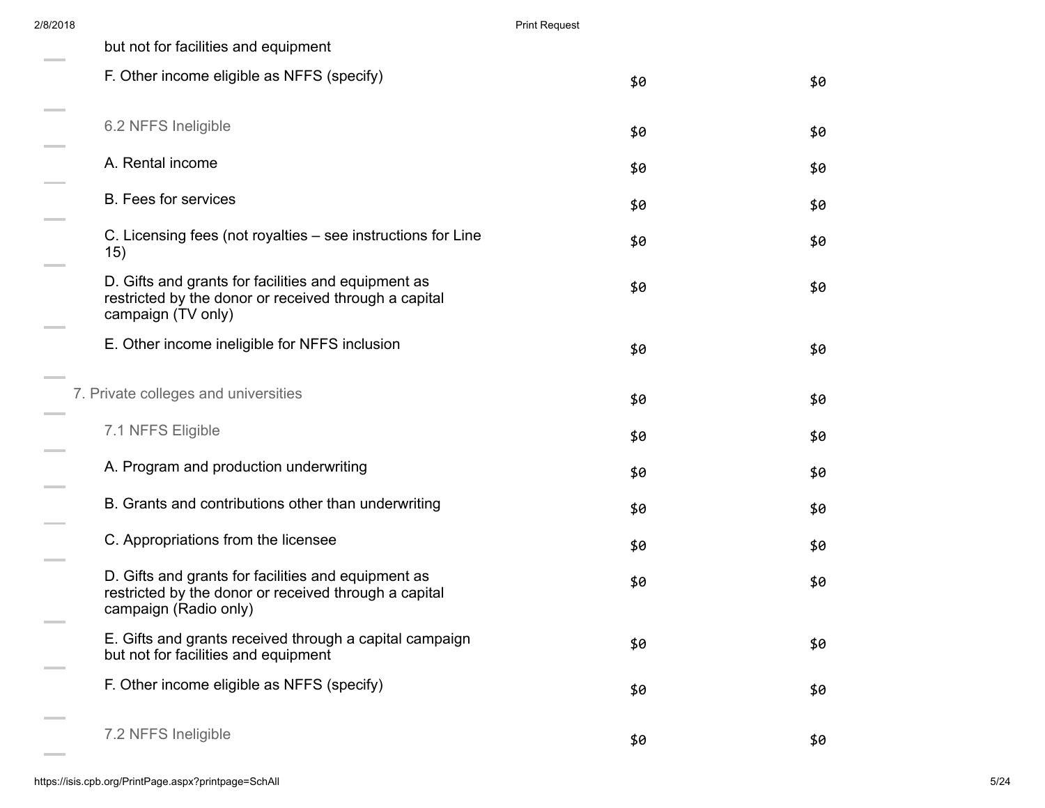| | | |
|---|---|---|
| but not for facilities and equipment | | |
| F. Other income eligible as NFFS (specify) | $0 | $0 |
| 6.2 NFFS Ineligible | $0 | $0 |
| A. Rental income | $0 | $0 |
| B. Fees for services | $0 | $0 |
| C. Licensing fees (not royalties – see instructions for Line 15) | $0 | $0 |
| D. Gifts and grants for facilities and equipment as restricted by the donor or received through a capital campaign (TV only) | $0 | $0 |
| E. Other income ineligible for NFFS inclusion | $0 | $0 |
| 7. Private colleges and universities | $0 | $0 |
| 7.1 NFFS Eligible | $0 | $0 |
| A. Program and production underwriting | $0 | $0 |
| B. Grants and contributions other than underwriting | $0 | $0 |
| C. Appropriations from the licensee | $0 | $0 |
| D. Gifts and grants for facilities and equipment as restricted by the donor or received through a capital campaign (Radio only) | $0 | $0 |
| E. Gifts and grants received through a capital campaign but not for facilities and equipment | $0 | $0 |
| F. Other income eligible as NFFS (specify) | $0 | $0 |
| 7.2 NFFS Ineligible | $0 | $0 |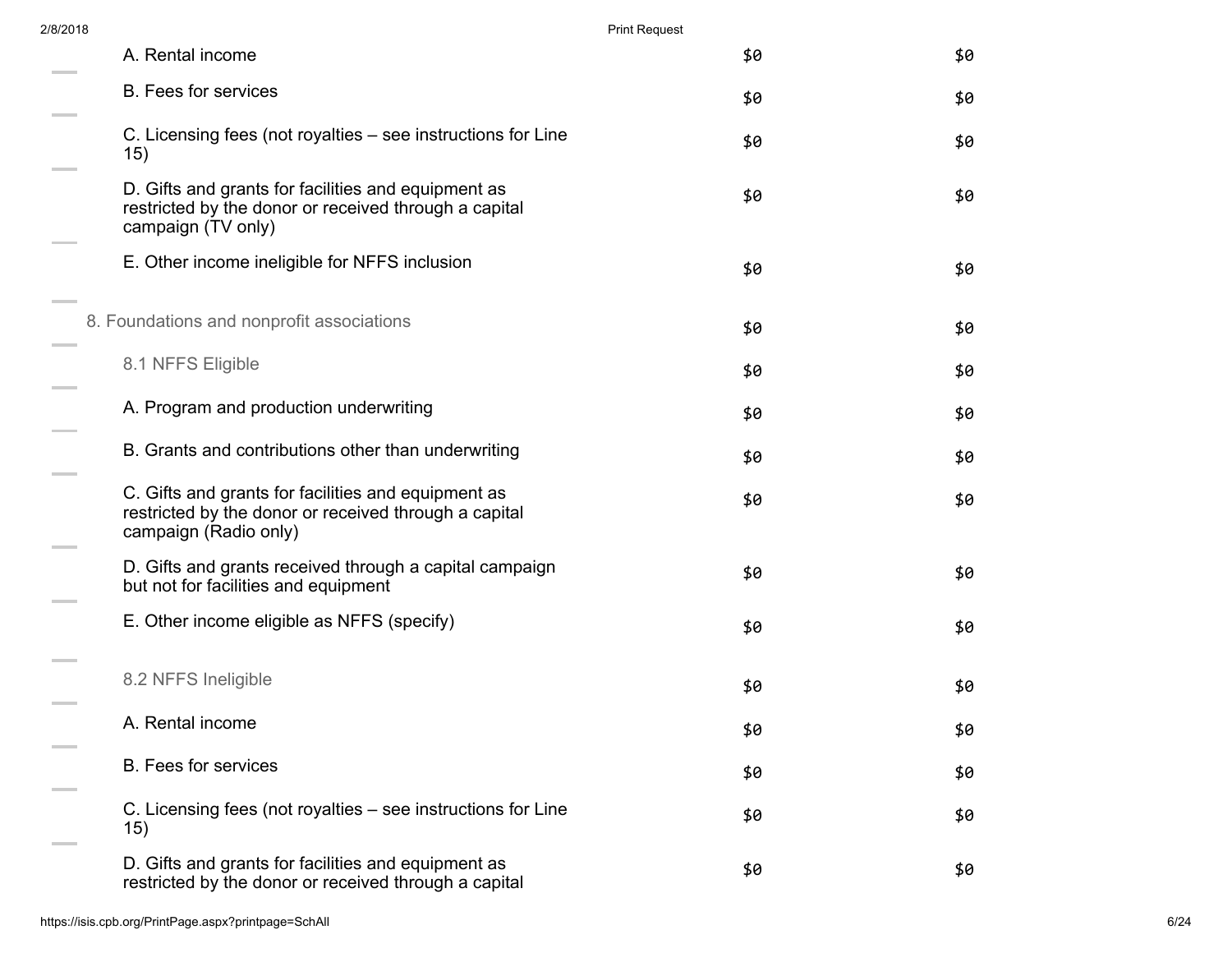| | | |
|---|---|---|
| A. Rental income | $0 | $0 |
| B. Fees for services | $0 | $0 |
| C. Licensing fees (not royalties – see instructions for Line 15) | $0 | $0 |
| D. Gifts and grants for facilities and equipment as restricted by the donor or received through a capital campaign (TV only) | $0 | $0 |
| E. Other income ineligible for NFFS inclusion | $0 | $0 |
| 8. Foundations and nonprofit associations | $0 | $0 |
| 8.1 NFFS Eligible | $0 | $0 |
| A. Program and production underwriting | $0 | $0 |
| B. Grants and contributions other than underwriting | $0 | $0 |
| C. Gifts and grants for facilities and equipment as restricted by the donor or received through a capital campaign (Radio only) | $0 | $0 |
| D. Gifts and grants received through a capital campaign but not for facilities and equipment | $0 | $0 |
| E. Other income eligible as NFFS (specify) | $0 | $0 |
| 8.2 NFFS Ineligible | $0 | $0 |
| A. Rental income | $0 | $0 |
| B. Fees for services | $0 | $0 |
| C. Licensing fees (not royalties – see instructions for Line 15) | $0 | $0 |
| D. Gifts and grants for facilities and equipment as restricted by the donor or received through a capital | $0 | $0 |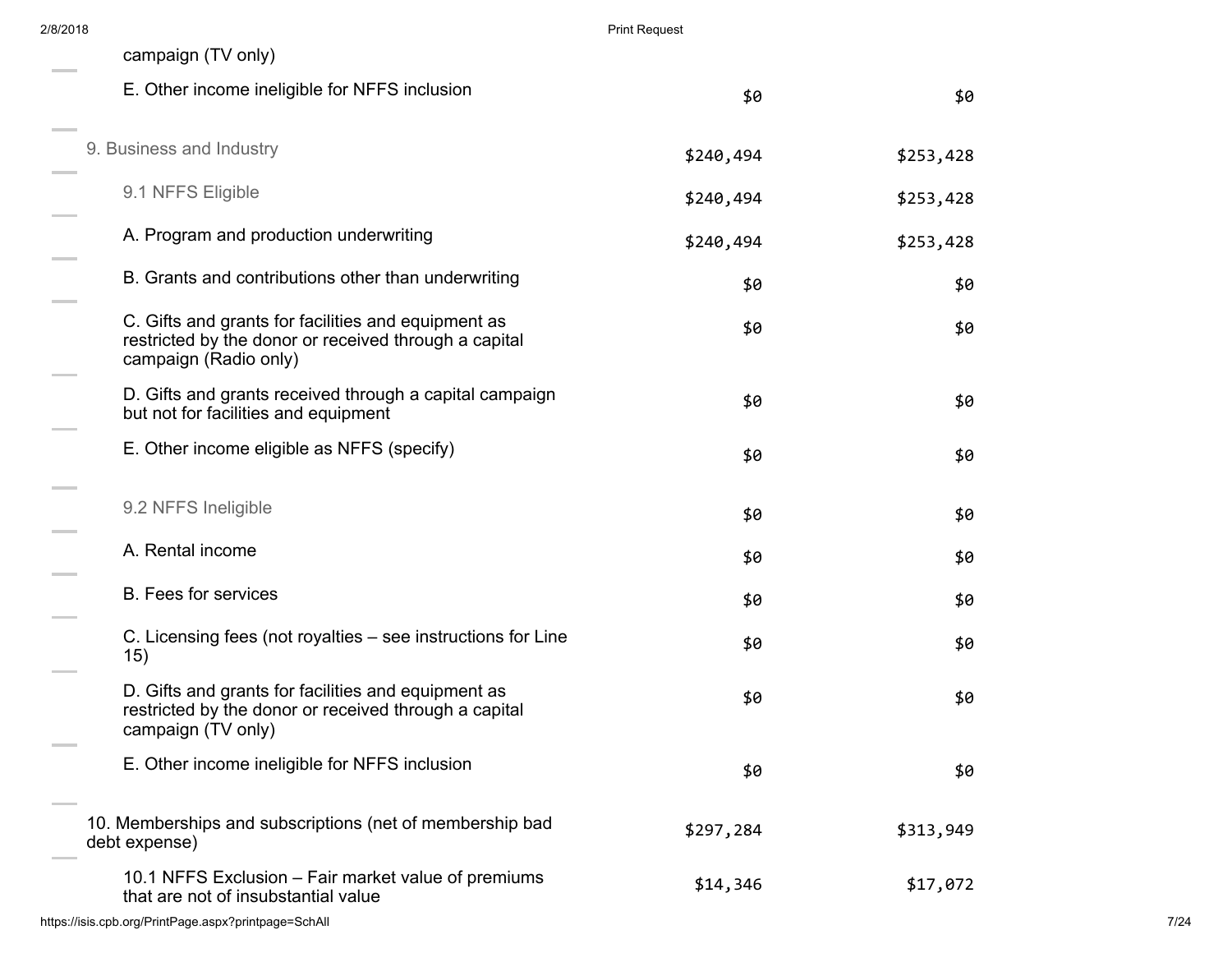| | | |
|---|---|---|
| campaign (TV only) | | |
| E. Other income ineligible for NFFS inclusion | $0 | $0 |
| 9. Business and Industry | $240,494 | $253,428 |
| 9.1 NFFS Eligible | $240,494 | $253,428 |
| A. Program and production underwriting | $240,494 | $253,428 |
| B. Grants and contributions other than underwriting | $0 | $0 |
| C. Gifts and grants for facilities and equipment as restricted by the donor or received through a capital campaign (Radio only) | $0 | $0 |
| D. Gifts and grants received through a capital campaign but not for facilities and equipment | $0 | $0 |
| E. Other income eligible as NFFS (specify) | $0 | $0 |
| 9.2 NFFS Ineligible | $0 | $0 |
| A. Rental income | $0 | $0 |
| B. Fees for services | $0 | $0 |
| C. Licensing fees (not royalties – see instructions for Line 15) | $0 | $0 |
| D. Gifts and grants for facilities and equipment as restricted by the donor or received through a capital campaign (TV only) | $0 | $0 |
| E. Other income ineligible for NFFS inclusion | $0 | $0 |
| 10. Memberships and subscriptions (net of membership bad debt expense) | $297,284 | $313,949 |
| 10.1 NFFS Exclusion – Fair market value of premiums that are not of insubstantial value | $14,346 | $17,072 |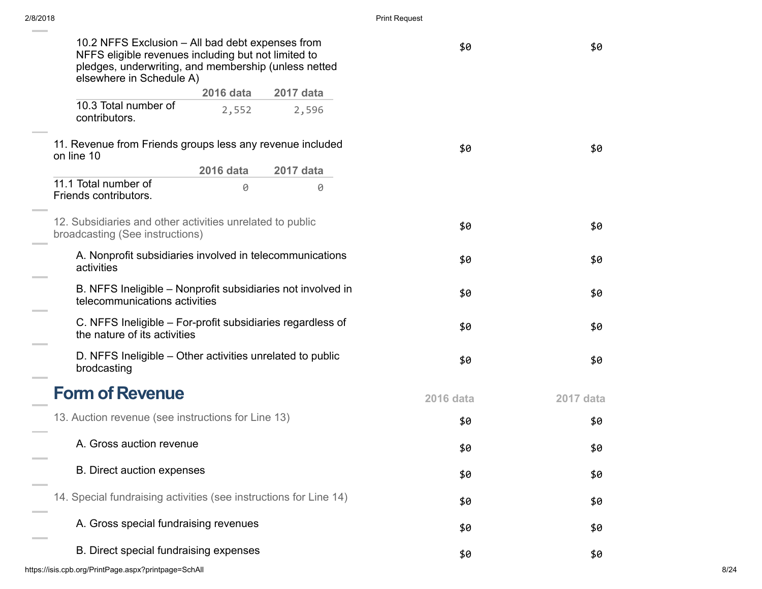| | 2016 data | 2017 data |
|---|---|---|
| 10.2 NFFS Exclusion – All bad debt expenses from NFFS eligible revenues including but not limited to pledges, underwriting, and membership (unless netted elsewhere in Schedule A) | $0 | $0 |

| | 2016 data | 2017 data |
|---|---|---|
| 10.3 Total number of contributors. | 2,552 | 2,596 |

| | 2016 data | 2017 data |
|---|---|---|
| 11. Revenue from Friends groups less any revenue included on line 10 | $0 | $0 |

| | 2016 data | 2017 data |
|---|---|---|
| 11.1 Total number of Friends contributors. | 0 | 0 |

| | 2016 data | 2017 data |
|---|---|---|
| 12. Subsidiaries and other activities unrelated to public broadcasting (See instructions) | $0 | $0 |
| A. Nonprofit subsidiaries involved in telecommunications activities | $0 | $0 |
| B. NFFS Ineligible – Nonprofit subsidiaries not involved in telecommunications activities | $0 | $0 |
| C. NFFS Ineligible – For-profit subsidiaries regardless of the nature of its activities | $0 | $0 |
| D. NFFS Ineligible – Other activities unrelated to public brodcasting | $0 | $0 |

## Form of Revenue

| | 2016 data | 2017 data |
|---|---|---|
| 13. Auction revenue (see instructions for Line 13) | $0 | $0 |
| A. Gross auction revenue | $0 | $0 |
| B. Direct auction expenses | $0 | $0 |
| 14. Special fundraising activities (see instructions for Line 14) | $0 | $0 |
| A. Gross special fundraising revenues | $0 | $0 |
| B. Direct special fundraising expenses | $0 | $0 |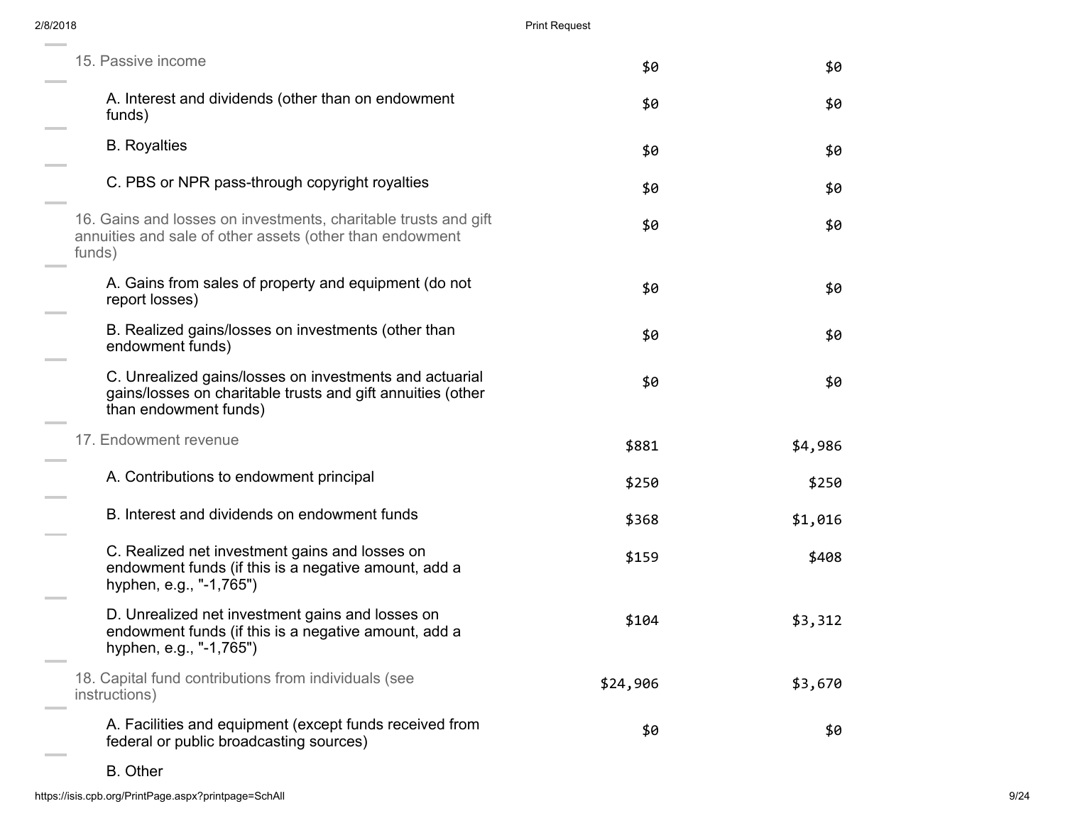| | | |
|---|---|---|
| 15. Passive income | $0 | $0 |
| A. Interest and dividends (other than on endowment funds) | $0 | $0 |
| B. Royalties | $0 | $0 |
| C. PBS or NPR pass-through copyright royalties | $0 | $0 |
| 16. Gains and losses on investments, charitable trusts and gift annuities and sale of other assets (other than endowment funds) | $0 | $0 |
| A. Gains from sales of property and equipment (do not report losses) | $0 | $0 |
| B. Realized gains/losses on investments (other than endowment funds) | $0 | $0 |
| C. Unrealized gains/losses on investments and actuarial gains/losses on charitable trusts and gift annuities (other than endowment funds) | $0 | $0 |
| 17. Endowment revenue | $881 | $4,986 |
| A. Contributions to endowment principal | $250 | $250 |
| B. Interest and dividends on endowment funds | $368 | $1,016 |
| C. Realized net investment gains and losses on endowment funds (if this is a negative amount, add a hyphen, e.g., "-1,765") | $159 | $408 |
| D. Unrealized net investment gains and losses on endowment funds (if this is a negative amount, add a hyphen, e.g., "-1,765") | $104 | $3,312 |
| 18. Capital fund contributions from individuals (see instructions) | $24,906 | $3,670 |
| A. Facilities and equipment (except funds received from federal or public broadcasting sources) | $0 | $0 |
| B. Other | | |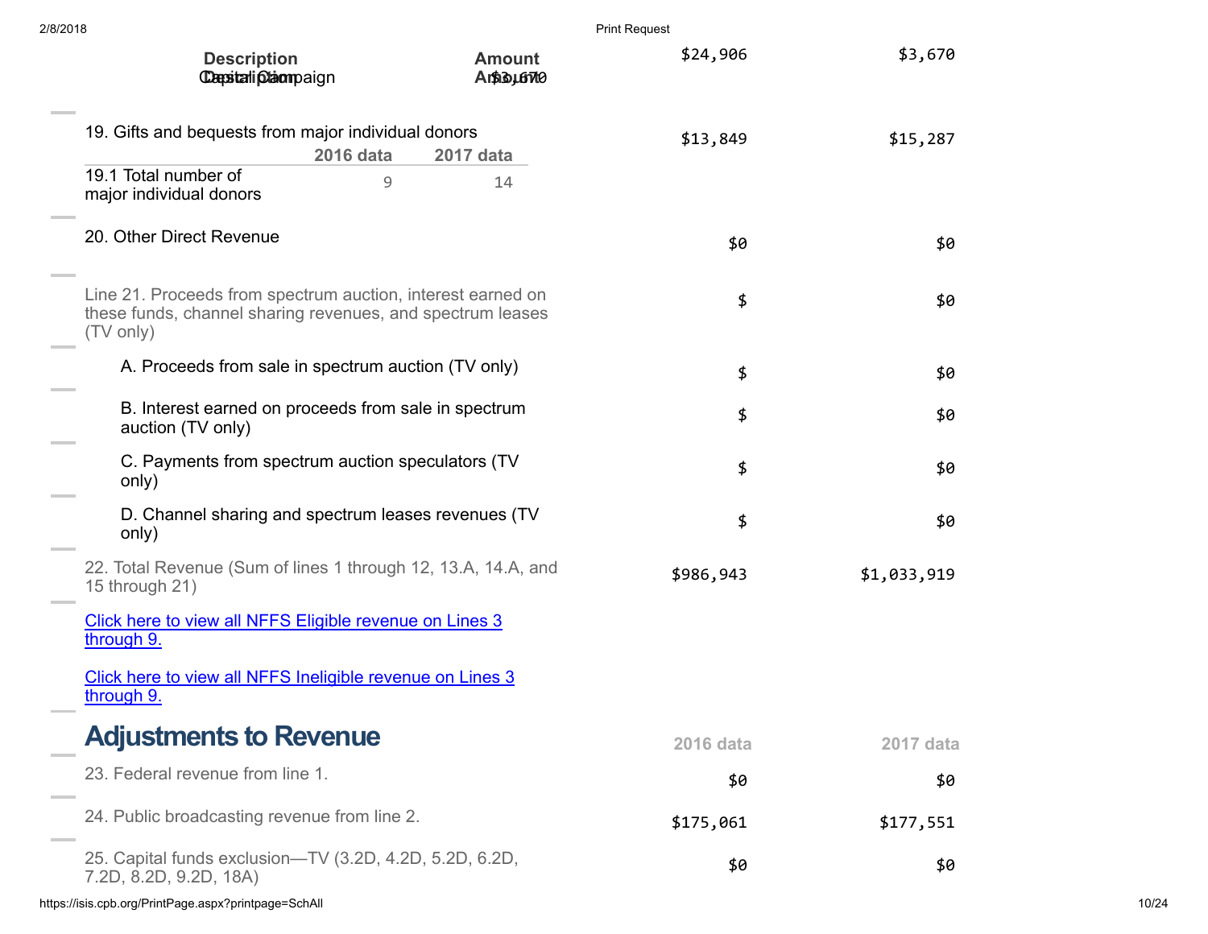| Description | Amount | 2016 data | 2017 data |
|---|---|---|---|
| Capital Campaign | $3,670 | $24,906 | $3,670 |

| | 2016 data | 2017 data |
|---|---|---|
| 19. Gifts and bequests from major individual donors | $13,849 | $15,287 |

| | 2016 data | 2017 data |
|---|---|---|
| 19.1 Total number of major individual donors | 9 | 14 |

| | 2016 data | 2017 data |
|---|---|---|
| 20. Other Direct Revenue | $0 | $0 |
| Line 21. Proceeds from spectrum auction, interest earned on these funds, channel sharing revenues, and spectrum leases (TV only) | $ | $0 |
| A. Proceeds from sale in spectrum auction (TV only) | $ | $0 |
| B. Interest earned on proceeds from sale in spectrum auction (TV only) | $ | $0 |
| C. Payments from spectrum auction speculators (TV only) | $ | $0 |
| D. Channel sharing and spectrum leases revenues (TV only) | $ | $0 |
| 22. Total Revenue (Sum of lines 1 through 12, 13.A, 14.A, and 15 through 21) | $986,943 | $1,033,919 |

Click here to view all NFFS Eligible revenue on Lines 3 through 9.

Click here to view all NFFS Ineligible revenue on Lines 3 through 9.

## Adjustments to Revenue

| | 2016 data | 2017 data |
|---|---|---|
| 23. Federal revenue from line 1. | $0 | $0 |
| 24. Public broadcasting revenue from line 2. | $175,061 | $177,551 |
| 25. Capital funds exclusion—TV (3.2D, 4.2D, 5.2D, 6.2D, 7.2D, 8.2D, 9.2D, 18A) | $0 | $0 |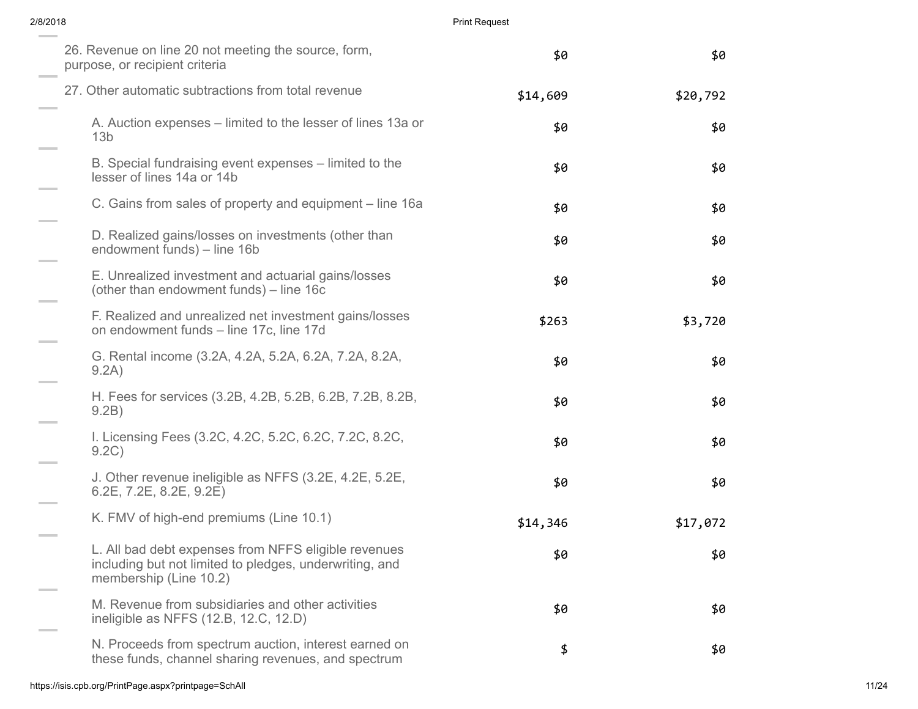| | | |
|---|---|---|
| 26. Revenue on line 20 not meeting the source, form, purpose, or recipient criteria | $0 | $0 |
| 27. Other automatic subtractions from total revenue | $14,609 | $20,792 |
| A. Auction expenses – limited to the lesser of lines 13a or 13b | $0 | $0 |
| B. Special fundraising event expenses – limited to the lesser of lines 14a or 14b | $0 | $0 |
| C. Gains from sales of property and equipment – line 16a | $0 | $0 |
| D. Realized gains/losses on investments (other than endowment funds) – line 16b | $0 | $0 |
| E. Unrealized investment and actuarial gains/losses (other than endowment funds) – line 16c | $0 | $0 |
| F. Realized and unrealized net investment gains/losses on endowment funds – line 17c, line 17d | $263 | $3,720 |
| G. Rental income (3.2A, 4.2A, 5.2A, 6.2A, 7.2A, 8.2A, 9.2A) | $0 | $0 |
| H. Fees for services (3.2B, 4.2B, 5.2B, 6.2B, 7.2B, 8.2B, 9.2B) | $0 | $0 |
| I. Licensing Fees (3.2C, 4.2C, 5.2C, 6.2C, 7.2C, 8.2C, 9.2C) | $0 | $0 |
| J. Other revenue ineligible as NFFS (3.2E, 4.2E, 5.2E, 6.2E, 7.2E, 8.2E, 9.2E) | $0 | $0 |
| K. FMV of high-end premiums (Line 10.1) | $14,346 | $17,072 |
| L. All bad debt expenses from NFFS eligible revenues including but not limited to pledges, underwriting, and membership (Line 10.2) | $0 | $0 |
| M. Revenue from subsidiaries and other activities ineligible as NFFS (12.B, 12.C, 12.D) | $0 | $0 |
| N. Proceeds from spectrum auction, interest earned on these funds, channel sharing revenues, and spectrum | $ | $0 |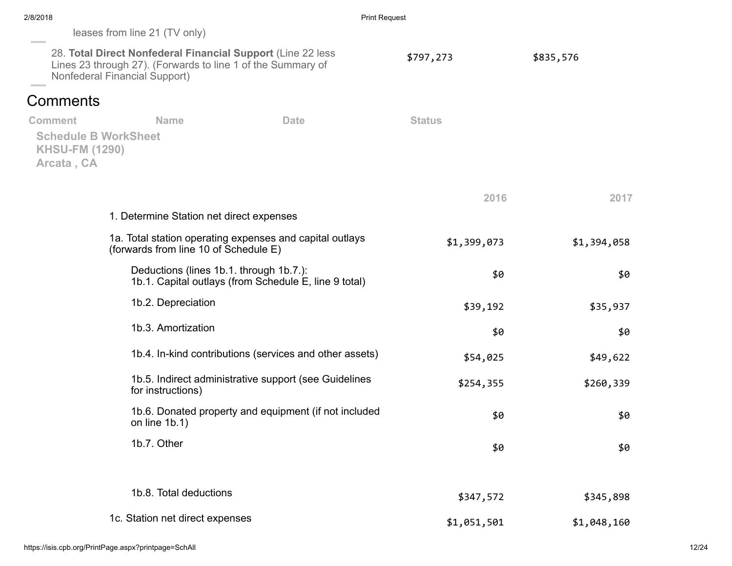leases from line 21 (TV only)

| | | |
|---|---|---|
| 28. **Total Direct Nonfederal Financial Support** (Line 22 less Lines 23 through 27). (Forwards to line 1 of the Summary of Nonfederal Financial Support) | $797,273 | $835,576 |

## Comments

| Comment | Name | Date | Status |
|---|---|---|---|
| **Schedule B WorkSheet KHSU-FM (1290) Arcata , CA** | | | |

| | 2016 | 2017 |
|---|---|---|
| 1. Determine Station net direct expenses | | |
| 1a. Total station operating expenses and capital outlays (forwards from line 10 of Schedule E) | $1,399,073 | $1,394,058 |
| Deductions (lines 1b.1. through 1b.7.): 1b.1. Capital outlays (from Schedule E, line 9 total) | $0 | $0 |
| 1b.2. Depreciation | $39,192 | $35,937 |
| 1b.3. Amortization | $0 | $0 |
| 1b.4. In-kind contributions (services and other assets) | $54,025 | $49,622 |
| 1b.5. Indirect administrative support (see Guidelines for instructions) | $254,355 | $260,339 |
| 1b.6. Donated property and equipment (if not included on line 1b.1) | $0 | $0 |
| 1b.7. Other | $0 | $0 |
| 1b.8. Total deductions | $347,572 | $345,898 |
| 1c. Station net direct expenses | $1,051,501 | $1,048,160 |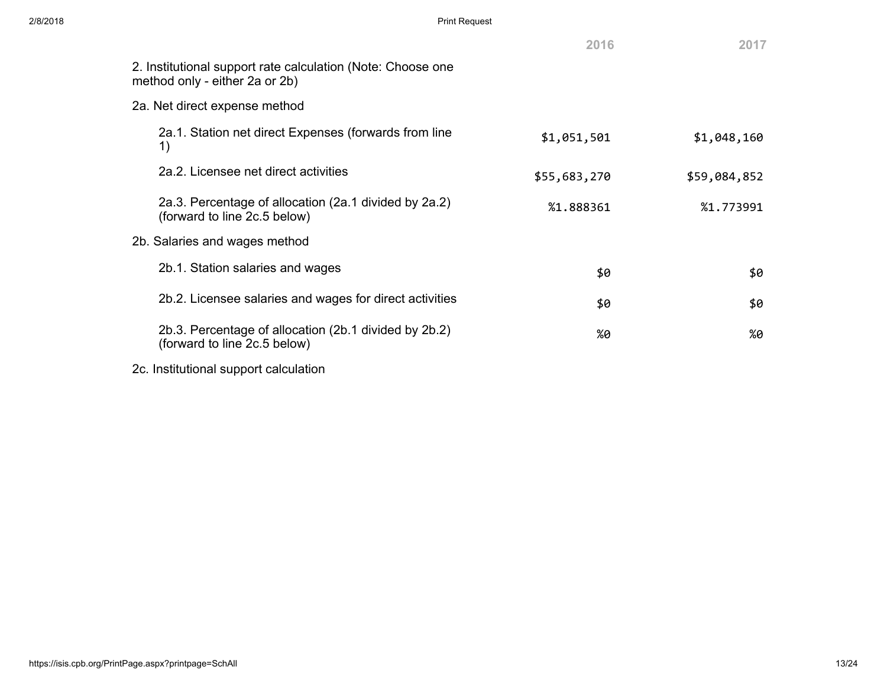| | 2016 | 2017 |
|---|---|---|
| 2. Institutional support rate calculation (Note: Choose one method only - either 2a or 2b) | | |
| 2a. Net direct expense method | | |
| 2a.1. Station net direct Expenses (forwards from line 1) | $1,051,501 | $1,048,160 |
| 2a.2. Licensee net direct activities | $55,683,270 | $59,084,852 |
| 2a.3. Percentage of allocation (2a.1 divided by 2a.2) (forward to line 2c.5 below) | %1.888361 | %1.773991 |
| 2b. Salaries and wages method | | |
| 2b.1. Station salaries and wages | $0 | $0 |
| 2b.2. Licensee salaries and wages for direct activities | $0 | $0 |
| 2b.3. Percentage of allocation (2b.1 divided by 2b.2) (forward to line 2c.5 below) | %0 | %0 |
| 2c. Institutional support calculation | | |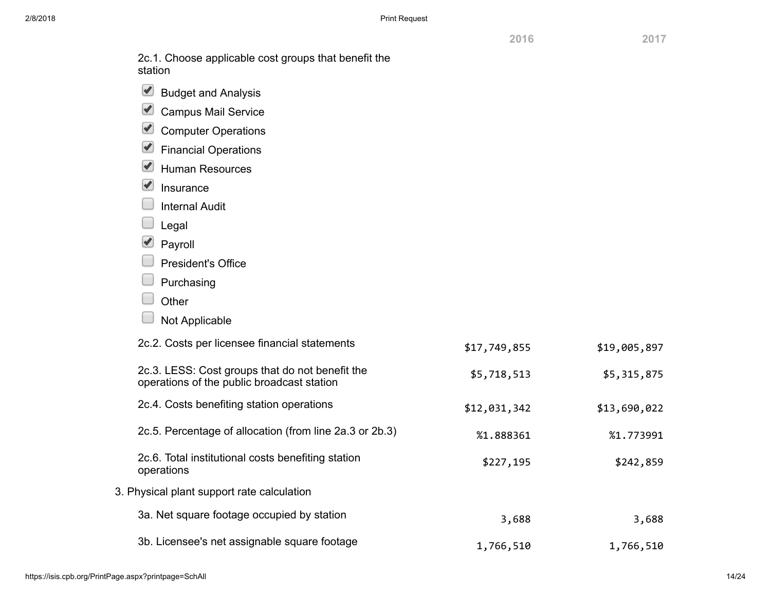| | 2016 | 2017 |
|---|---|---|
| 2c.1. Choose applicable cost groups that benefit the station | | |

- [x] Budget and Analysis
- [x] Campus Mail Service
- [x] Computer Operations
- [x] Financial Operations
- [x] Human Resources
- [x] Insurance
- [ ] Internal Audit
- [ ] Legal
- [x] Payroll
- [ ] President's Office
- [ ] Purchasing
- [ ] Other
- [ ] Not Applicable

| | 2016 | 2017 |
|---|---|---|
| 2c.2. Costs per licensee financial statements | $17,749,855 | $19,005,897 |
| 2c.3. LESS: Cost groups that do not benefit the operations of the public broadcast station | $5,718,513 | $5,315,875 |
| 2c.4. Costs benefiting station operations | $12,031,342 | $13,690,022 |
| 2c.5. Percentage of allocation (from line 2a.3 or 2b.3) | %1.888361 | %1.773991 |
| 2c.6. Total institutional costs benefiting station operations | $227,195 | $242,859 |
| **3. Physical plant support rate calculation** | | |
| 3a. Net square footage occupied by station | 3,688 | 3,688 |
| 3b. Licensee's net assignable square footage | 1,766,510 | 1,766,510 |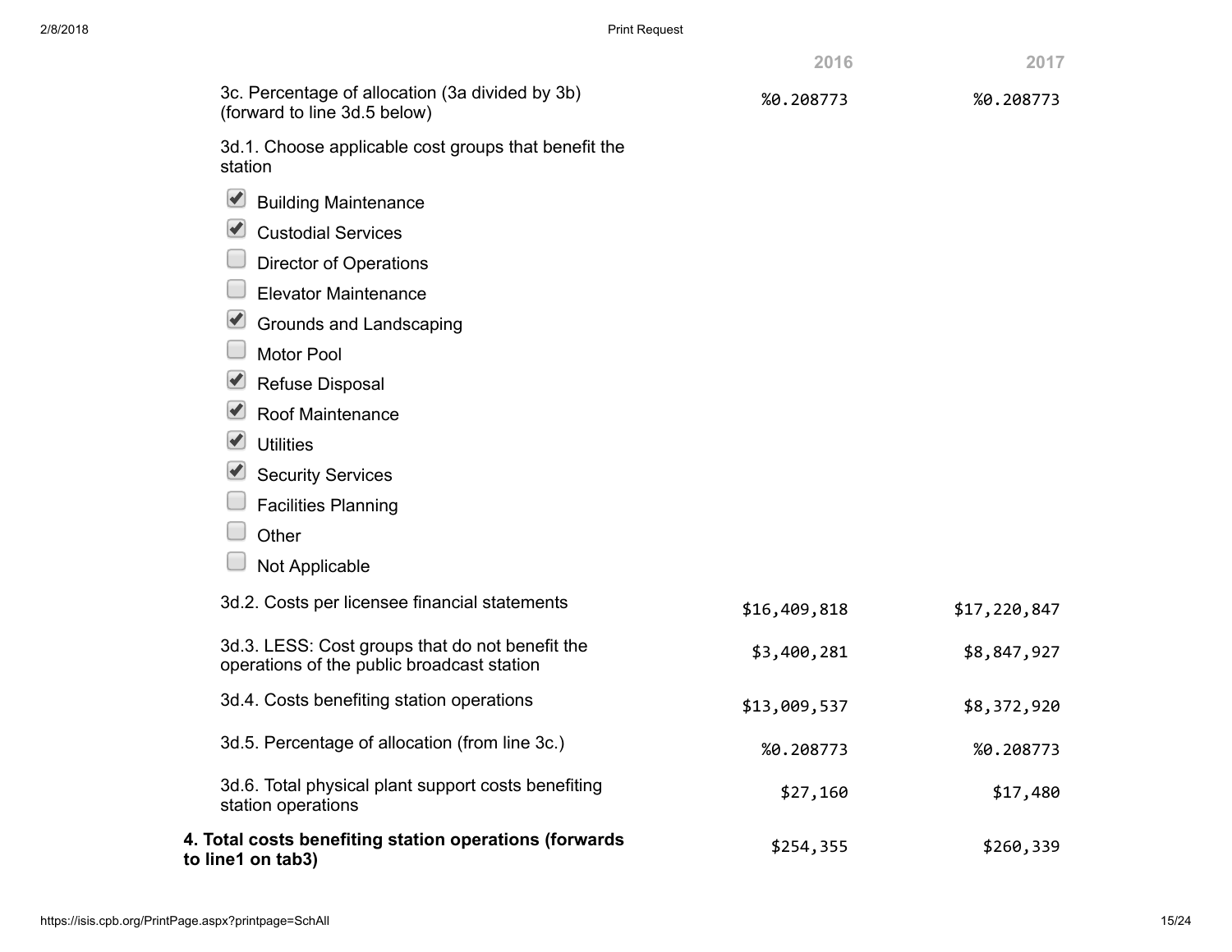| | 2016 | 2017 |
|---|---|---|
| 3c. Percentage of allocation (3a divided by 3b) (forward to line 3d.5 below) | %0.208773 | %0.208773 |
| 3d.1. Choose applicable cost groups that benefit the station | | |
| ☑ Building Maintenance | | |
| ☑ Custodial Services | | |
| ☐ Director of Operations | | |
| ☐ Elevator Maintenance | | |
| ☑ Grounds and Landscaping | | |
| ☐ Motor Pool | | |
| ☑ Refuse Disposal | | |
| ☑ Roof Maintenance | | |
| ☑ Utilities | | |
| ☑ Security Services | | |
| ☐ Facilities Planning | | |
| ☐ Other | | |
| ☐ Not Applicable | | |
| 3d.2. Costs per licensee financial statements | $16,409,818 | $17,220,847 |
| 3d.3. LESS: Cost groups that do not benefit the operations of the public broadcast station | $3,400,281 | $8,847,927 |
| 3d.4. Costs benefiting station operations | $13,009,537 | $8,372,920 |
| 3d.5. Percentage of allocation (from line 3c.) | %0.208773 | %0.208773 |
| 3d.6. Total physical plant support costs benefiting station operations | $27,160 | $17,480 |
| **4. Total costs benefiting station operations (forwards to line1 on tab3)** | $254,355 | $260,339 |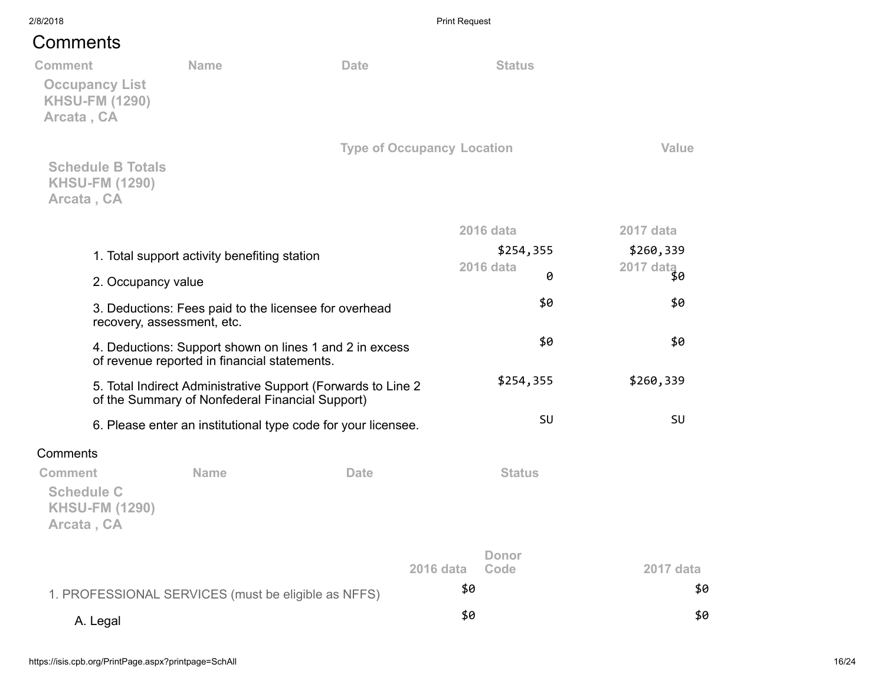# Comments

| Comment | Name | Date | Status |
|---|---|---|---|

**Occupancy List**
**KHSU-FM (1290)**
**Arcata , CA**

| Type of Occupancy | Location | Value |
|---|---|---|

**Schedule B Totals**
**KHSU-FM (1290)**
**Arcata , CA**

| | 2016 data | 2017 data |
|---|---|---|
| 1. Total support activity benefiting station | $254,355 | $260,339 |
| 2. Occupancy value | 0 | $0 |
| 3. Deductions: Fees paid to the licensee for overhead recovery, assessment, etc. | $0 | $0 |
| 4. Deductions: Support shown on lines 1 and 2 in excess of revenue reported in financial statements. | $0 | $0 |
| 5. Total Indirect Administrative Support (Forwards to Line 2 of the Summary of Nonfederal Financial Support) | $254,355 | $260,339 |
| 6. Please enter an institutional type code for your licensee. | SU | SU |

## Comments

| Comment | Name | Date | Status |
|---|---|---|---|

**Schedule C**
**KHSU-FM (1290)**
**Arcata , CA**

| | 2016 data | Donor Code | 2017 data |
|---|---|---|---|
| 1. PROFESSIONAL SERVICES (must be eligible as NFFS) | $0 | | $0 |
| A. Legal | $0 | | $0 |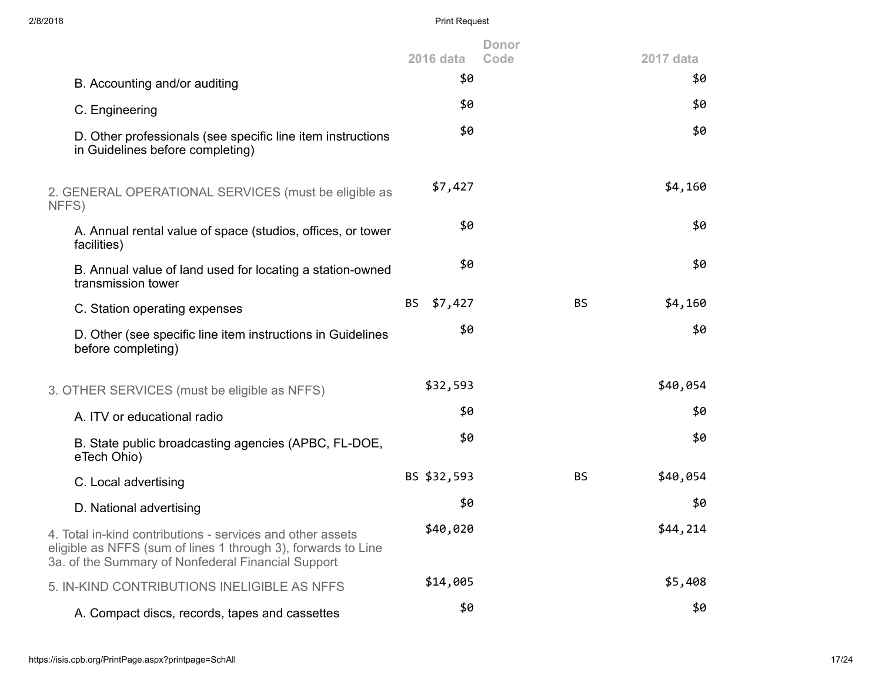| | 2016 data | Donor Code | 2017 data |
|---|---|---|---|
| B. Accounting and/or auditing | $0 | | $0 |
| C. Engineering | $0 | | $0 |
| D. Other professionals (see specific line item instructions in Guidelines before completing) | $0 | | $0 |
| 2. GENERAL OPERATIONAL SERVICES (must be eligible as NFFS) | $7,427 | | $4,160 |
| A. Annual rental value of space (studios, offices, or tower facilities) | $0 | | $0 |
| B. Annual value of land used for locating a station-owned transmission tower | $0 | | $0 |
| C. Station operating expenses | BS $7,427 | BS | $4,160 |
| D. Other (see specific line item instructions in Guidelines before completing) | $0 | | $0 |
| 3. OTHER SERVICES (must be eligible as NFFS) | $32,593 | | $40,054 |
| A. ITV or educational radio | $0 | | $0 |
| B. State public broadcasting agencies (APBC, FL-DOE, eTech Ohio) | $0 | | $0 |
| C. Local advertising | BS $32,593 | BS | $40,054 |
| D. National advertising | $0 | | $0 |
| 4. Total in-kind contributions - services and other assets eligible as NFFS (sum of lines 1 through 3), forwards to Line 3a. of the Summary of Nonfederal Financial Support | $40,020 | | $44,214 |
| 5. IN-KIND CONTRIBUTIONS INELIGIBLE AS NFFS | $14,005 | | $5,408 |
| A. Compact discs, records, tapes and cassettes | $0 | | $0 |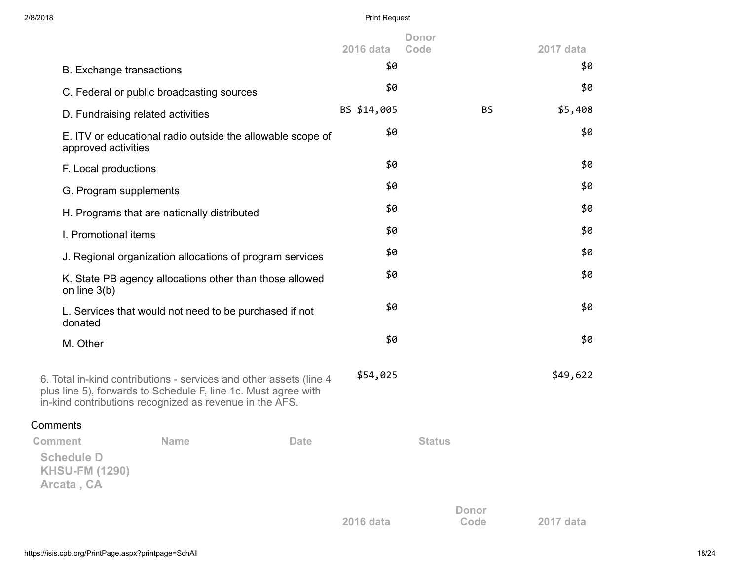| | 2016 data | Donor Code | 2017 data |
|---|---|---|---|
| B. Exchange transactions | $0 | | $0 |
| C. Federal or public broadcasting sources | $0 | | $0 |
| D. Fundraising related activities | BS $14,005 | BS | $5,408 |
| E. ITV or educational radio outside the allowable scope of approved activities | $0 | | $0 |
| F. Local productions | $0 | | $0 |
| G. Program supplements | $0 | | $0 |
| H. Programs that are nationally distributed | $0 | | $0 |
| I. Promotional items | $0 | | $0 |
| J. Regional organization allocations of program services | $0 | | $0 |
| K. State PB agency allocations other than those allowed on line 3(b) | $0 | | $0 |
| L. Services that would not need to be purchased if not donated | $0 | | $0 |
| M. Other | $0 | | $0 |
| 6. Total in-kind contributions - services and other assets (line 4 plus line 5), forwards to Schedule F, line 1c. Must agree with in-kind contributions recognized as revenue in the AFS. | $54,025 | | $49,622 |

Comments

| Comment | Name | Date | Status |
|---|---|---|---|

**Schedule D**
**KHSU-FM (1290)**
**Arcata , CA**

| | 2016 data | Donor Code | 2017 data |
|---|---|---|---|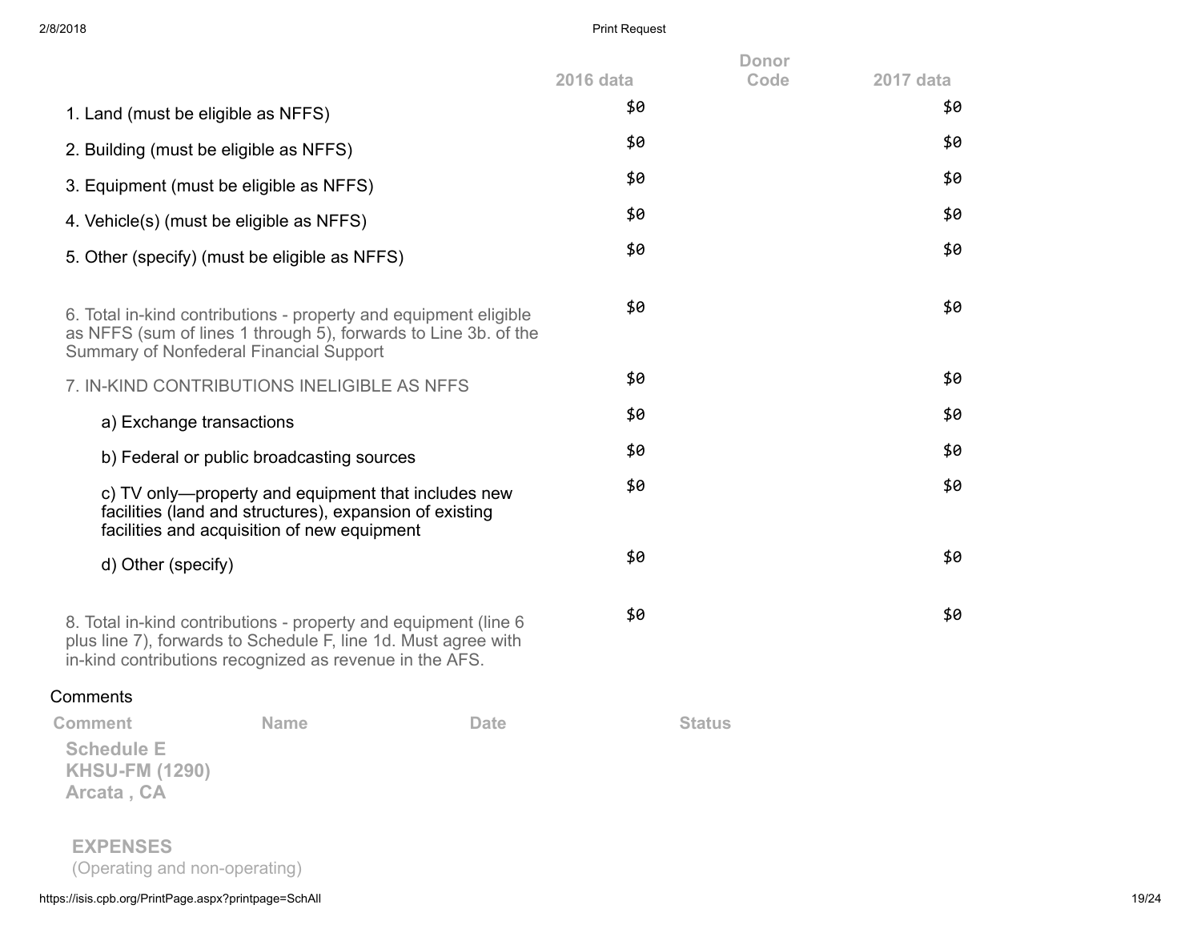| | 2016 data | Donor Code | 2017 data |
|---|---|---|---|
| 1. Land (must be eligible as NFFS) | $0 | | $0 |
| 2. Building (must be eligible as NFFS) | $0 | | $0 |
| 3. Equipment (must be eligible as NFFS) | $0 | | $0 |
| 4. Vehicle(s) (must be eligible as NFFS) | $0 | | $0 |
| 5. Other (specify) (must be eligible as NFFS) | $0 | | $0 |
| 6. Total in-kind contributions - property and equipment eligible as NFFS (sum of lines 1 through 5), forwards to Line 3b. of the Summary of Nonfederal Financial Support | $0 | | $0 |
| 7. IN-KIND CONTRIBUTIONS INELIGIBLE AS NFFS | $0 | | $0 |
| a) Exchange transactions | $0 | | $0 |
| b) Federal or public broadcasting sources | $0 | | $0 |
| c) TV only—property and equipment that includes new facilities (land and structures), expansion of existing facilities and acquisition of new equipment | $0 | | $0 |
| d) Other (specify) | $0 | | $0 |
| 8. Total in-kind contributions - property and equipment (line 6 plus line 7), forwards to Schedule F, line 1d. Must agree with in-kind contributions recognized as revenue in the AFS. | $0 | | $0 |

Comments

| Comment | Name | Date | Status |
|---|---|---|---|

**Schedule E**
**KHSU-FM (1290)**
**Arcata , CA**

**EXPENSES**
(Operating and non-operating)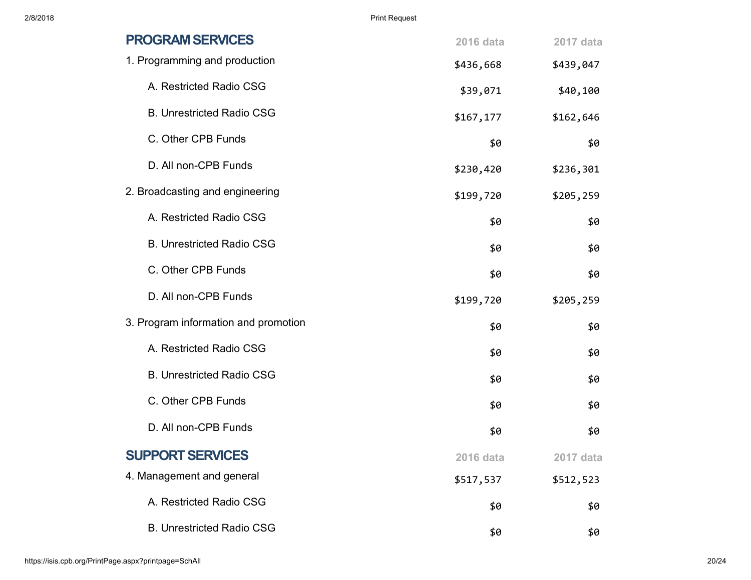## PROGRAM SERVICES

| | 2016 data | 2017 data |
|---|---|---|
| 1. Programming and production | $436,668 | $439,047 |
| A. Restricted Radio CSG | $39,071 | $40,100 |
| B. Unrestricted Radio CSG | $167,177 | $162,646 |
| C. Other CPB Funds | $0 | $0 |
| D. All non-CPB Funds | $230,420 | $236,301 |
| 2. Broadcasting and engineering | $199,720 | $205,259 |
| A. Restricted Radio CSG | $0 | $0 |
| B. Unrestricted Radio CSG | $0 | $0 |
| C. Other CPB Funds | $0 | $0 |
| D. All non-CPB Funds | $199,720 | $205,259 |
| 3. Program information and promotion | $0 | $0 |
| A. Restricted Radio CSG | $0 | $0 |
| B. Unrestricted Radio CSG | $0 | $0 |
| C. Other CPB Funds | $0 | $0 |
| D. All non-CPB Funds | $0 | $0 |

## SUPPORT SERVICES

| | 2016 data | 2017 data |
|---|---|---|
| 4. Management and general | $517,537 | $512,523 |
| A. Restricted Radio CSG | $0 | $0 |
| B. Unrestricted Radio CSG | $0 | $0 |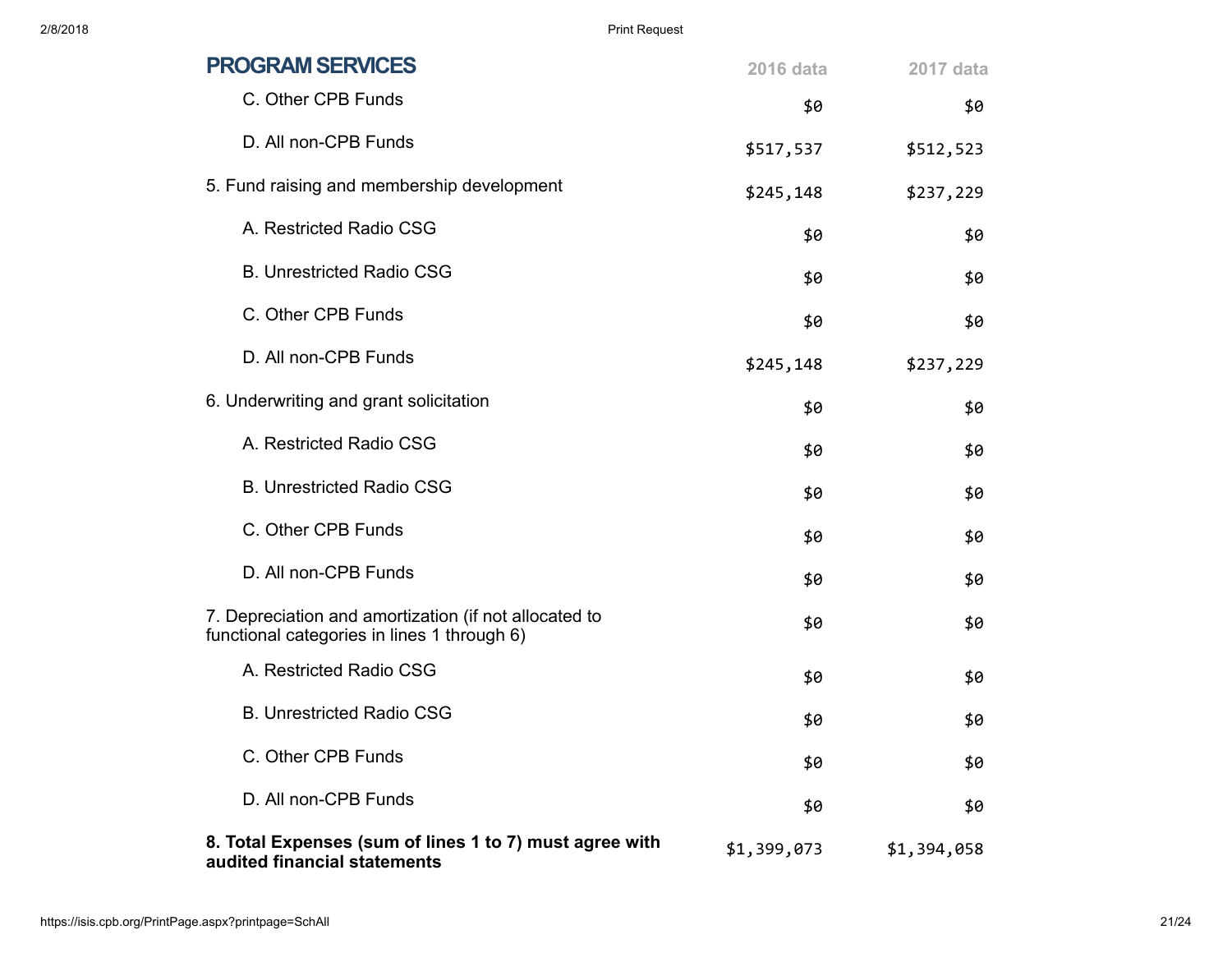| PROGRAM SERVICES | 2016 data | 2017 data |
|---|---|---|
| C. Other CPB Funds | $0 | $0 |
| D. All non-CPB Funds | $517,537 | $512,523 |
| 5. Fund raising and membership development | $245,148 | $237,229 |
| A. Restricted Radio CSG | $0 | $0 |
| B. Unrestricted Radio CSG | $0 | $0 |
| C. Other CPB Funds | $0 | $0 |
| D. All non-CPB Funds | $245,148 | $237,229 |
| 6. Underwriting and grant solicitation | $0 | $0 |
| A. Restricted Radio CSG | $0 | $0 |
| B. Unrestricted Radio CSG | $0 | $0 |
| C. Other CPB Funds | $0 | $0 |
| D. All non-CPB Funds | $0 | $0 |
| 7. Depreciation and amortization (if not allocated to functional categories in lines 1 through 6) | $0 | $0 |
| A. Restricted Radio CSG | $0 | $0 |
| B. Unrestricted Radio CSG | $0 | $0 |
| C. Other CPB Funds | $0 | $0 |
| D. All non-CPB Funds | $0 | $0 |
| **8. Total Expenses (sum of lines 1 to 7) must agree with audited financial statements** | $1,399,073 | $1,394,058 |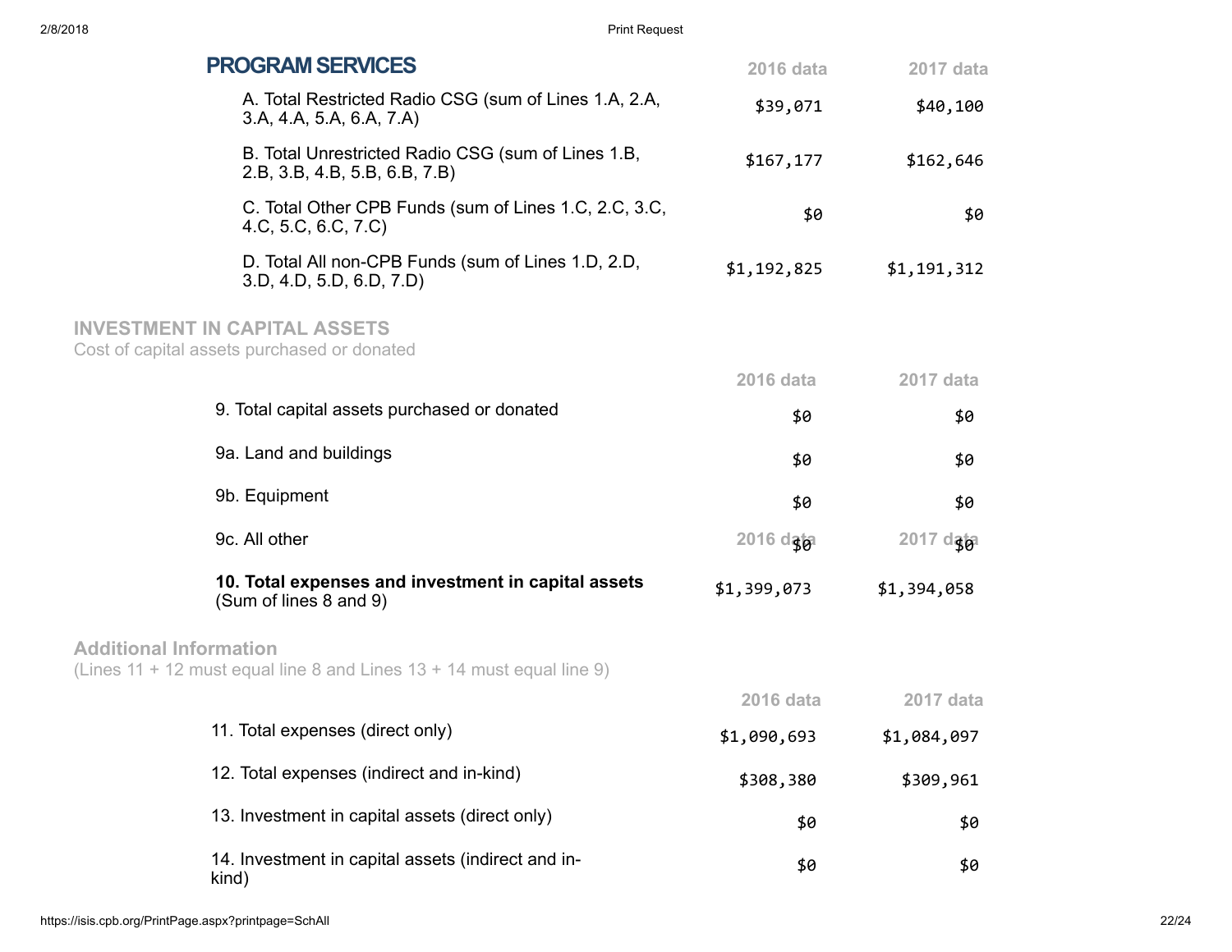## PROGRAM SERVICES

| | 2016 data | 2017 data |
|---|---|---|
| A. Total Restricted Radio CSG (sum of Lines 1.A, 2.A, 3.A, 4.A, 5.A, 6.A, 7.A) | $39,071 | $40,100 |
| B. Total Unrestricted Radio CSG (sum of Lines 1.B, 2.B, 3.B, 4.B, 5.B, 6.B, 7.B) | $167,177 | $162,646 |
| C. Total Other CPB Funds (sum of Lines 1.C, 2.C, 3.C, 4.C, 5.C, 6.C, 7.C) | $0 | $0 |
| D. Total All non-CPB Funds (sum of Lines 1.D, 2.D, 3.D, 4.D, 5.D, 6.D, 7.D) | $1,192,825 | $1,191,312 |

## INVESTMENT IN CAPITAL ASSETS

Cost of capital assets purchased or donated

| | 2016 data | 2017 data |
|---|---|---|
| 9. Total capital assets purchased or donated | $0 | $0 |
| 9a. Land and buildings | $0 | $0 |
| 9b. Equipment | $0 | $0 |
| 9c. All other | $0 | $0 |
| **10. Total expenses and investment in capital assets** (Sum of lines 8 and 9) | $1,399,073 | $1,394,058 |

## Additional Information

(Lines 11 + 12 must equal line 8 and Lines 13 + 14 must equal line 9)

| | 2016 data | 2017 data |
|---|---|---|
| 11. Total expenses (direct only) | $1,090,693 | $1,084,097 |
| 12. Total expenses (indirect and in-kind) | $308,380 | $309,961 |
| 13. Investment in capital assets (direct only) | $0 | $0 |
| 14. Investment in capital assets (indirect and in-kind) | $0 | $0 |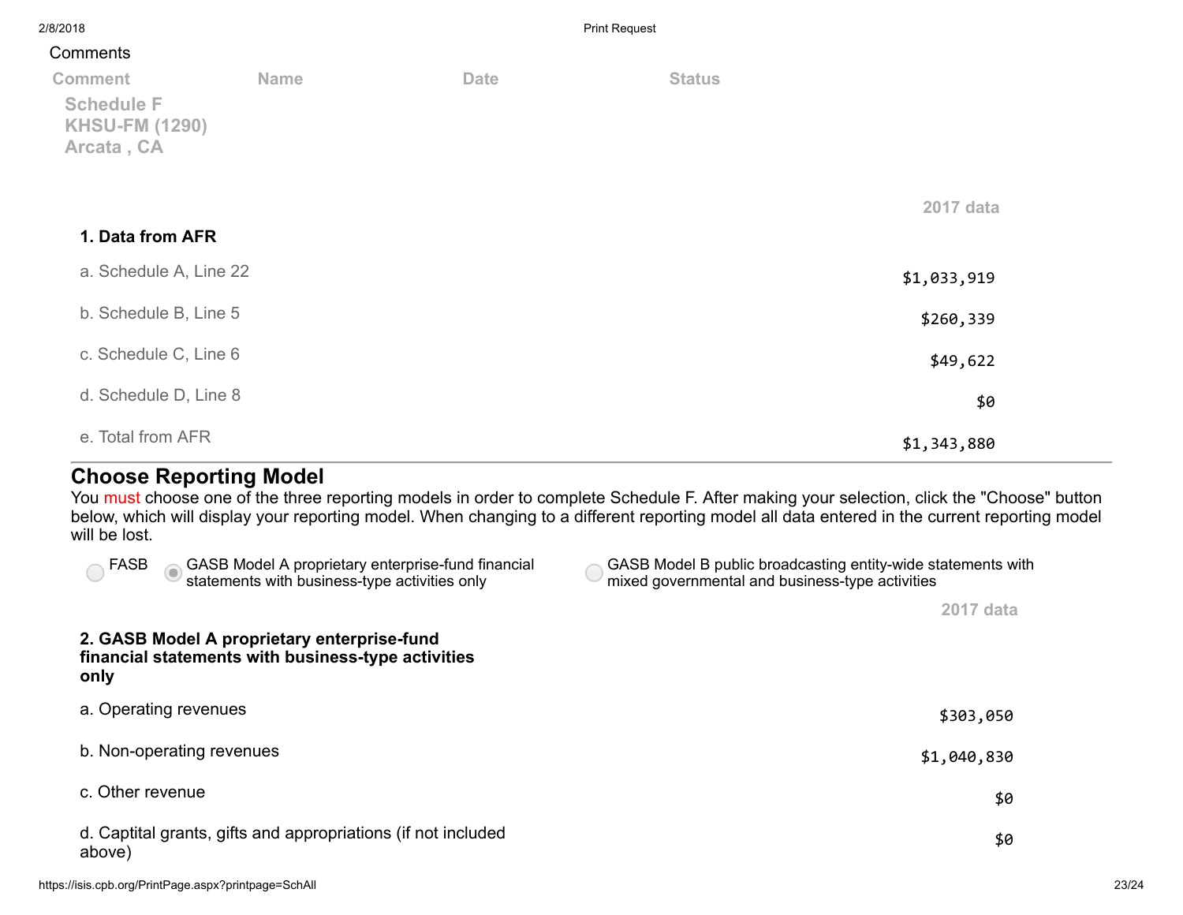Comments

| Comment | Name | Date | Status |
|---|---|---|---|

**Schedule F**
**KHSU-FM (1290)**
**Arcata , CA**

| | 2017 data |
|---|---|
| **1. Data from AFR** | |
| a. Schedule A, Line 22 | $1,033,919 |
| b. Schedule B, Line 5 | $260,339 |
| c. Schedule C, Line 6 | $49,622 |
| d. Schedule D, Line 8 | $0 |
| e. Total from AFR | $1,343,880 |

## Choose Reporting Model

You must choose one of the three reporting models in order to complete Schedule F. After making your selection, click the "Choose" button below, which will display your reporting model. When changing to a different reporting model all data entered in the current reporting model will be lost.

- ( ) FASB
- (•) GASB Model A proprietary enterprise-fund financial statements with business-type activities only
- ( ) GASB Model B public broadcasting entity-wide statements with mixed governmental and business-type activities

| | 2017 data |
|---|---|
| **2. GASB Model A proprietary enterprise-fund financial statements with business-type activities only** | |
| a. Operating revenues | $303,050 |
| b. Non-operating revenues | $1,040,830 |
| c. Other revenue | $0 |
| d. Captital grants, gifts and appropriations (if not included above) | $0 |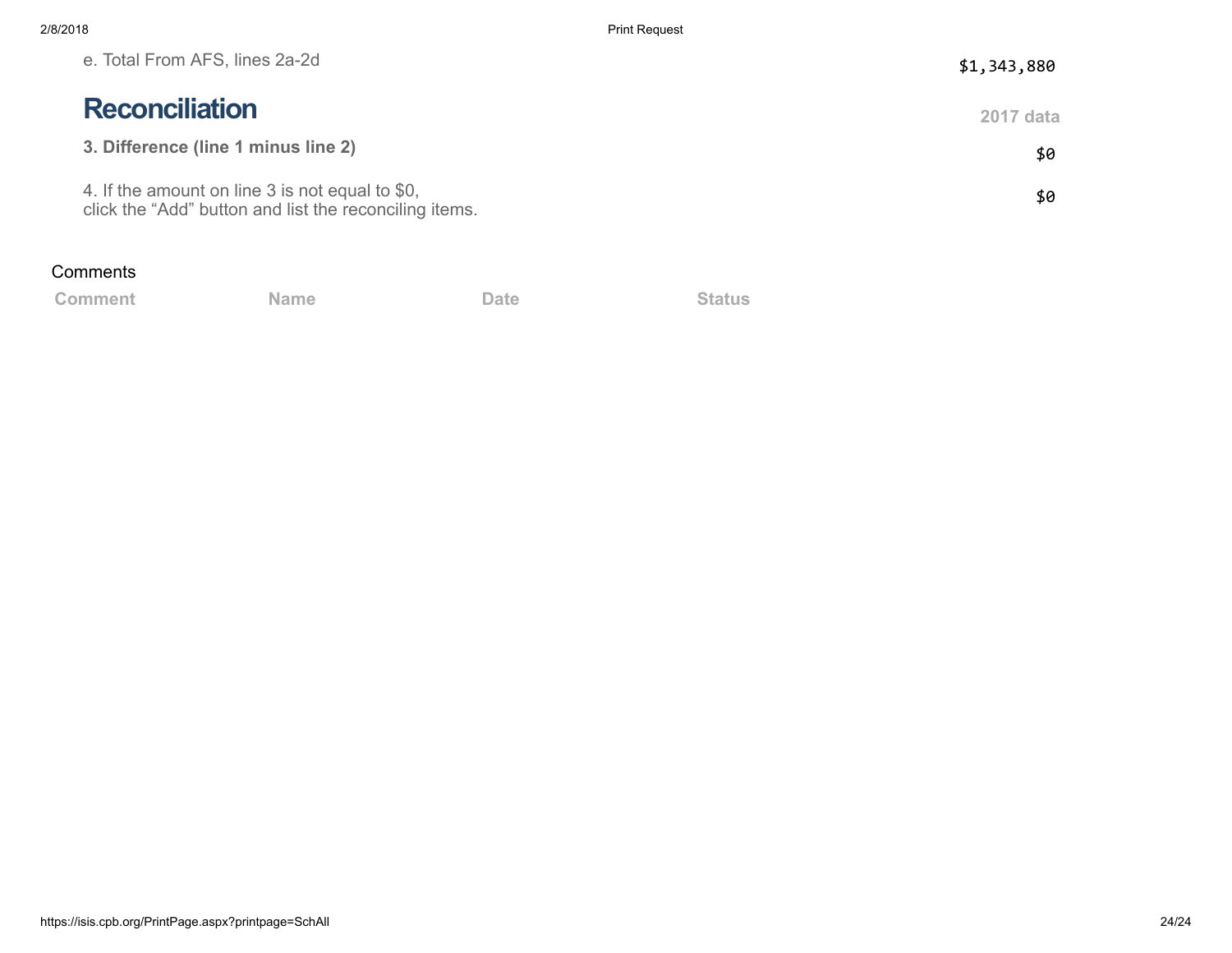e. Total From AFS, lines 2a-2d $1,343,880

## Reconciliation

| | 2017 data |
|---|---|
| **3. Difference (line 1 minus line 2)** | $0 |
| 4. If the amount on line 3 is not equal to $0, click the "Add" button and list the reconciling items. | $0 |

Comments

| Comment | Name | Date | Status |
|---|---|---|---|